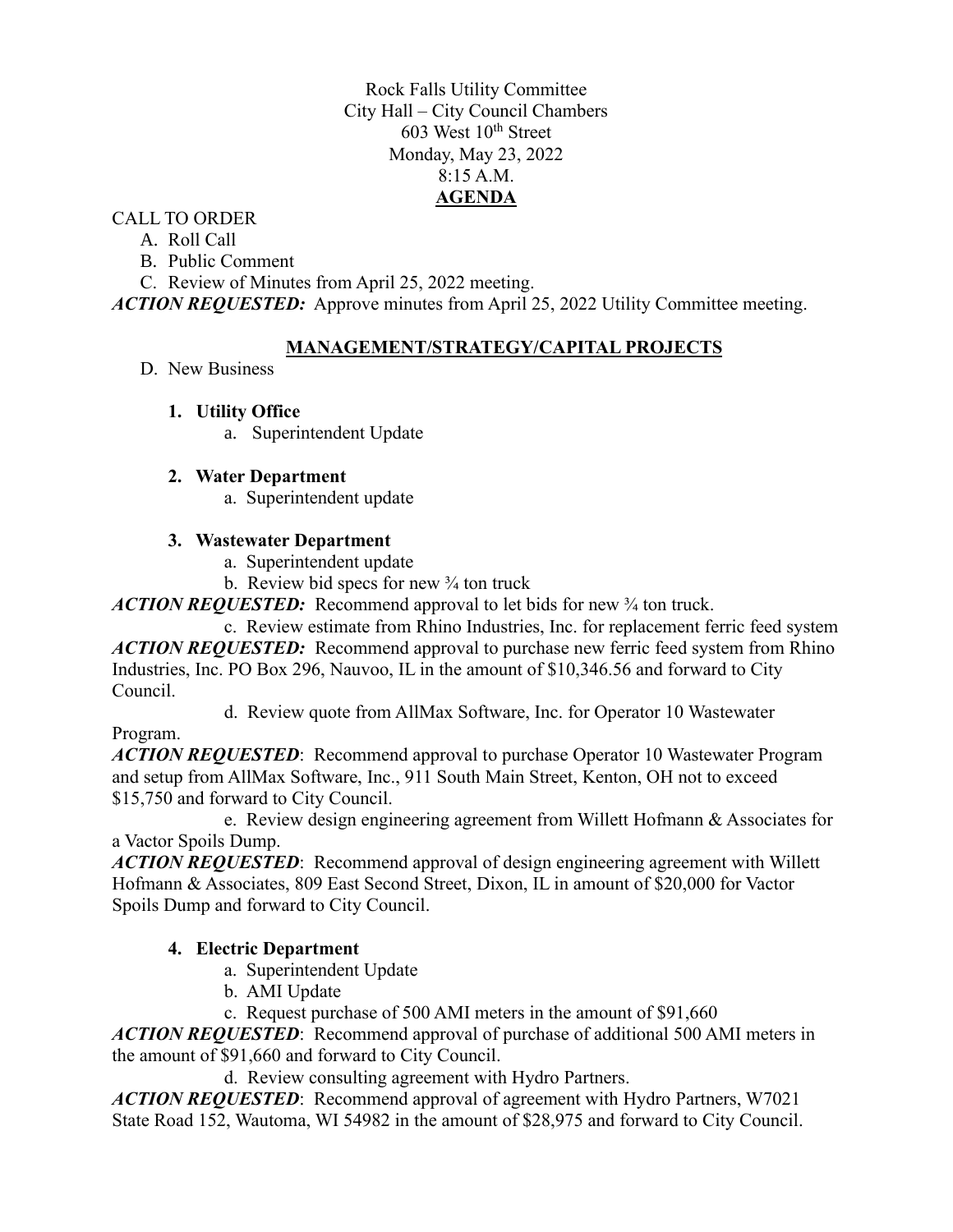Rock Falls Utility Committee
City Hall – City Council Chambers
603 West 10th Street
Monday, May 23, 2022
8:15 A.M.

**AGENDA**

CALL TO ORDER

A. Roll Call
B. Public Comment
C. Review of Minutes from April 25, 2022 meeting.

***ACTION REQUESTED:*** Approve minutes from April 25, 2022 Utility Committee meeting.

**MANAGEMENT/STRATEGY/CAPITAL PROJECTS**

D. New Business

1. **Utility Office**
   a. Superintendent Update

2. **Water Department**
   a. Superintendent update

3. **Wastewater Department**
   a. Superintendent update
   b. Review bid specs for new ¾ ton truck

***ACTION REQUESTED:*** Recommend approval to let bids for new ¾ ton truck.

   c. Review estimate from Rhino Industries, Inc. for replacement ferric feed system

***ACTION REQUESTED:*** Recommend approval to purchase new ferric feed system from Rhino Industries, Inc. PO Box 296, Nauvoo, IL in the amount of $10,346.56 and forward to City Council.

   d. Review quote from AllMax Software, Inc. for Operator 10 Wastewater Program.

***ACTION REQUESTED***: Recommend approval to purchase Operator 10 Wastewater Program and setup from AllMax Software, Inc., 911 South Main Street, Kenton, OH not to exceed $15,750 and forward to City Council.

   e. Review design engineering agreement from Willett Hofmann & Associates for a Vactor Spoils Dump.

***ACTION REQUESTED***: Recommend approval of design engineering agreement with Willett Hofmann & Associates, 809 East Second Street, Dixon, IL in amount of $20,000 for Vactor Spoils Dump and forward to City Council.

4. **Electric Department**
   a. Superintendent Update
   b. AMI Update
   c. Request purchase of 500 AMI meters in the amount of $91,660

***ACTION REQUESTED***: Recommend approval of purchase of additional 500 AMI meters in the amount of $91,660 and forward to City Council.

   d. Review consulting agreement with Hydro Partners.

***ACTION REQUESTED***: Recommend approval of agreement with Hydro Partners, W7021 State Road 152, Wautoma, WI 54982 in the amount of $28,975 and forward to City Council.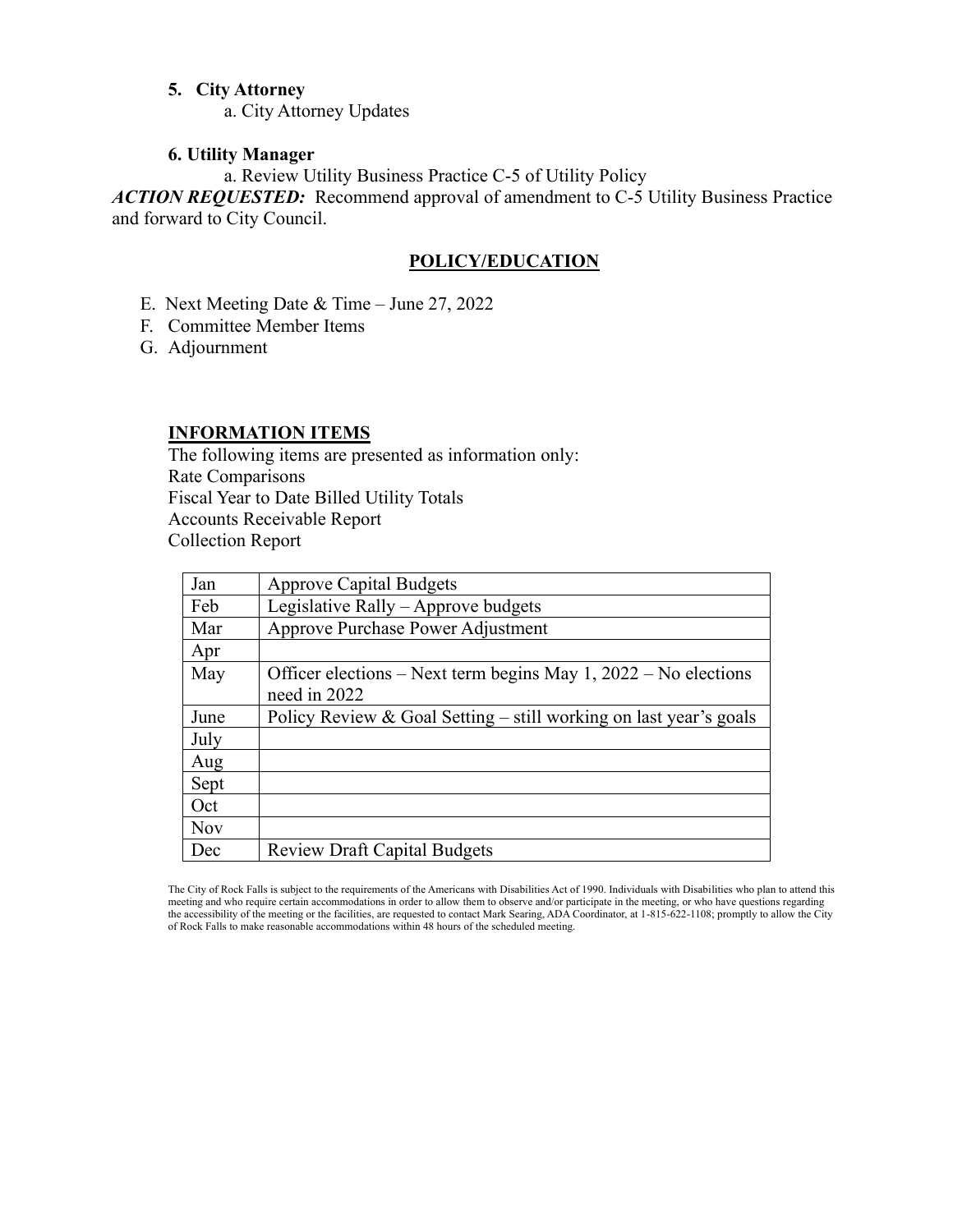**5. City Attorney**

a. City Attorney Updates

**6. Utility Manager**

a. Review Utility Business Practice C-5 of Utility Policy

***ACTION REQUESTED:*** Recommend approval of amendment to C-5 Utility Business Practice and forward to City Council.

**POLICY/EDUCATION**

E. Next Meeting Date & Time – June 27, 2022

F. Committee Member Items

G. Adjournment

**INFORMATION ITEMS**

The following items are presented as information only:

Rate Comparisons

Fiscal Year to Date Billed Utility Totals

Accounts Receivable Report

Collection Report

| | |
|---|---|
| Jan | Approve Capital Budgets |
| Feb | Legislative Rally – Approve budgets |
| Mar | Approve Purchase Power Adjustment |
| Apr | |
| May | Officer elections – Next term begins May 1, 2022 – No elections need in 2022 |
| June | Policy Review & Goal Setting – still working on last year's goals |
| July | |
| Aug | |
| Sept | |
| Oct | |
| Nov | |
| Dec | Review Draft Capital Budgets |

The City of Rock Falls is subject to the requirements of the Americans with Disabilities Act of 1990. Individuals with Disabilities who plan to attend this meeting and who require certain accommodations in order to allow them to observe and/or participate in the meeting, or who have questions regarding the accessibility of the meeting or the facilities, are requested to contact Mark Searing, ADA Coordinator, at 1-815-622-1108; promptly to allow the City of Rock Falls to make reasonable accommodations within 48 hours of the scheduled meeting.